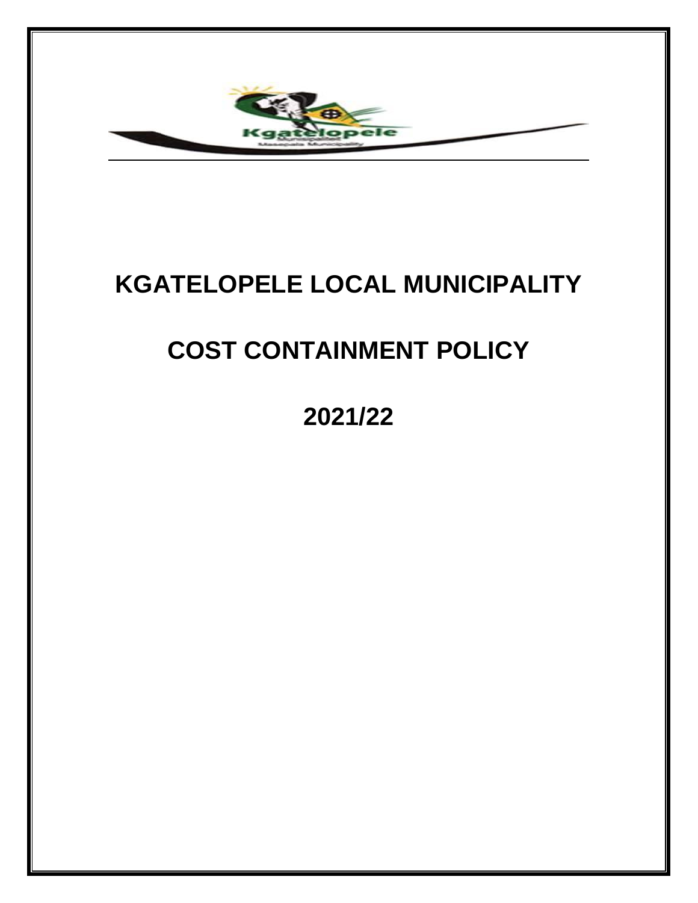# KGATELOPELE LOCAL MUNICIPALITY

# COST CONTAINMENT POLICY

# 2021/22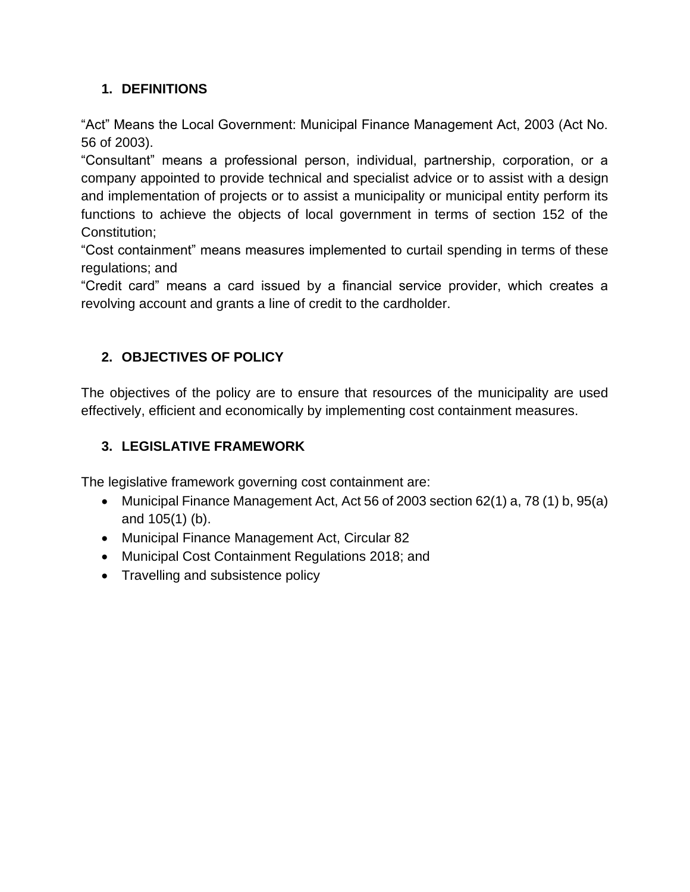## 1. DEFINITIONS

"Act" Means the Local Government: Municipal Finance Management Act, 2003 (Act No. 56 of 2003).

"Consultant" means a professional person, individual, partnership, corporation, or a company appointed to provide technical and specialist advice or to assist with a design and implementation of projects or to assist a municipality or municipal entity perform its functions to achieve the objects of local government in terms of section 152 of the Constitution;

"Cost containment" means measures implemented to curtail spending in terms of these regulations; and

"Credit card" means a card issued by a financial service provider, which creates a revolving account and grants a line of credit to the cardholder.

## 2. OBJECTIVES OF POLICY

The objectives of the policy are to ensure that resources of the municipality are used effectively, efficient and economically by implementing cost containment measures.

## 3. LEGISLATIVE FRAMEWORK

The legislative framework governing cost containment are:

- Municipal Finance Management Act, Act 56 of 2003 section 62(1) a, 78 (1) b, 95(a) and 105(1) (b).
- Municipal Finance Management Act, Circular 82
- Municipal Cost Containment Regulations 2018; and
- Travelling and subsistence policy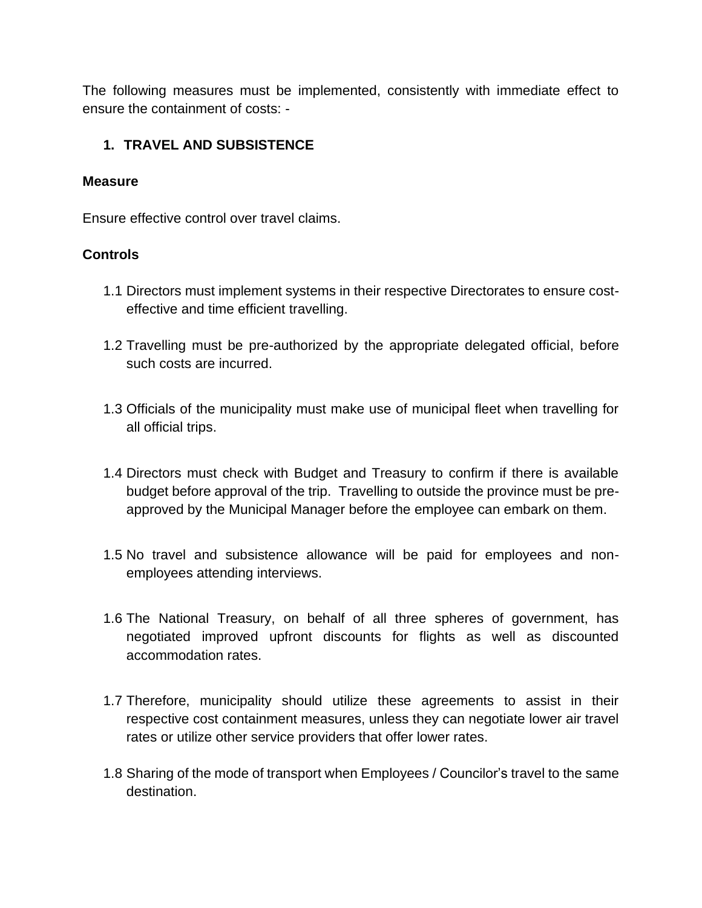The following measures must be implemented, consistently with immediate effect to ensure the containment of costs: -

1. **TRAVEL AND SUBSISTENCE**

**Measure**

Ensure effective control over travel claims.

**Controls**

1.1 Directors must implement systems in their respective Directorates to ensure cost-effective and time efficient travelling.

1.2 Travelling must be pre-authorized by the appropriate delegated official, before such costs are incurred.

1.3 Officials of the municipality must make use of municipal fleet when travelling for all official trips.

1.4 Directors must check with Budget and Treasury to confirm if there is available budget before approval of the trip. Travelling to outside the province must be pre-approved by the Municipal Manager before the employee can embark on them.

1.5 No travel and subsistence allowance will be paid for employees and non-employees attending interviews.

1.6 The National Treasury, on behalf of all three spheres of government, has negotiated improved upfront discounts for flights as well as discounted accommodation rates.

1.7 Therefore, municipality should utilize these agreements to assist in their respective cost containment measures, unless they can negotiate lower air travel rates or utilize other service providers that offer lower rates.

1.8 Sharing of the mode of transport when Employees / Councilor's travel to the same destination.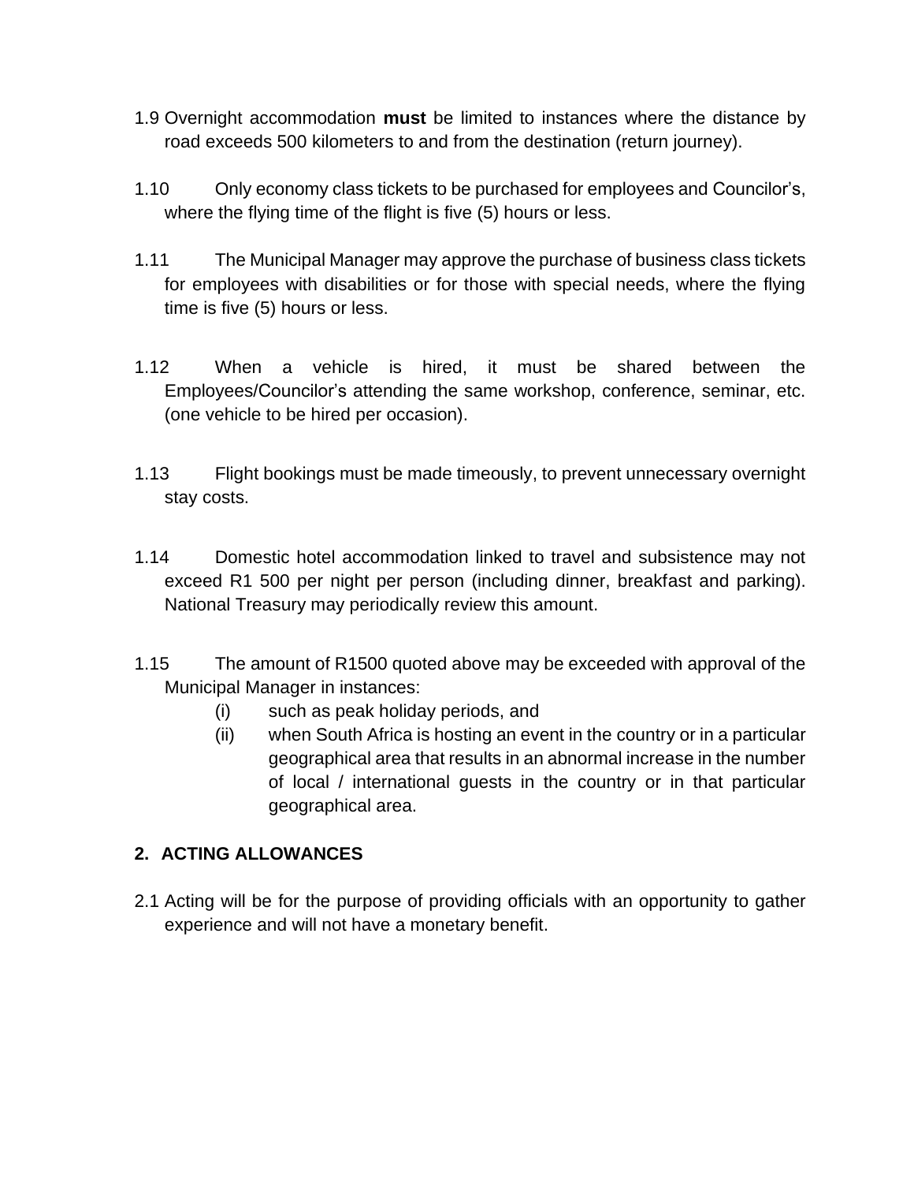1.9 Overnight accommodation **must** be limited to instances where the distance by road exceeds 500 kilometers to and from the destination (return journey).

1.10 Only economy class tickets to be purchased for employees and Councilor's, where the flying time of the flight is five (5) hours or less.

1.11 The Municipal Manager may approve the purchase of business class tickets for employees with disabilities or for those with special needs, where the flying time is five (5) hours or less.

1.12 When a vehicle is hired, it must be shared between the Employees/Councilor's attending the same workshop, conference, seminar, etc. (one vehicle to be hired per occasion).

1.13 Flight bookings must be made timeously, to prevent unnecessary overnight stay costs.

1.14 Domestic hotel accommodation linked to travel and subsistence may not exceed R1 500 per night per person (including dinner, breakfast and parking). National Treasury may periodically review this amount.

1.15 The amount of R1500 quoted above may be exceeded with approval of the Municipal Manager in instances:

(i) such as peak holiday periods, and

(ii) when South Africa is hosting an event in the country or in a particular geographical area that results in an abnormal increase in the number of local / international guests in the country or in that particular geographical area.

## 2. ACTING ALLOWANCES

2.1 Acting will be for the purpose of providing officials with an opportunity to gather experience and will not have a monetary benefit.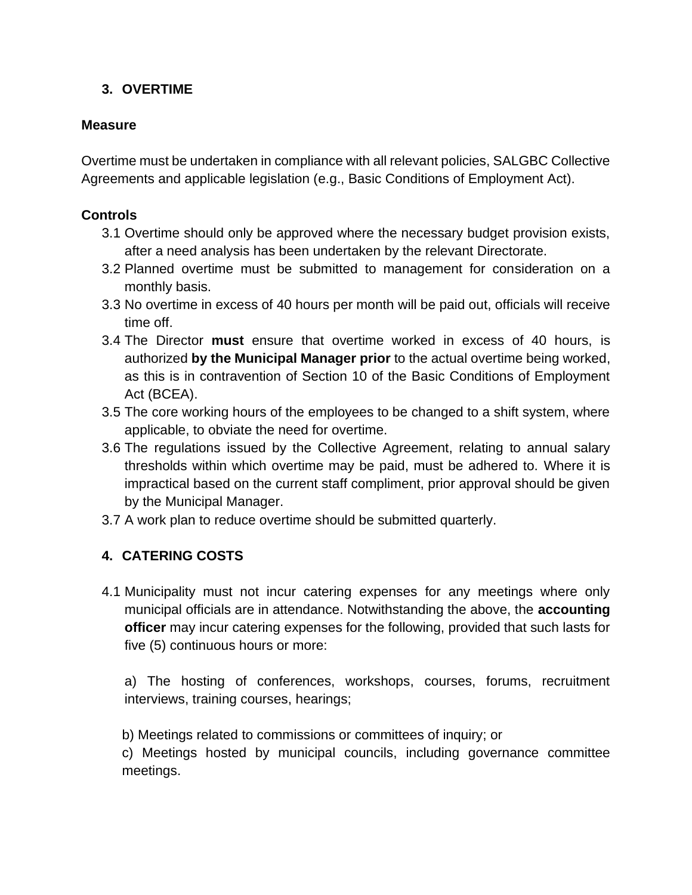## 3. OVERTIME

**Measure**

Overtime must be undertaken in compliance with all relevant policies, SALGBC Collective Agreements and applicable legislation (e.g., Basic Conditions of Employment Act).

**Controls**

3.1 Overtime should only be approved where the necessary budget provision exists, after a need analysis has been undertaken by the relevant Directorate.

3.2 Planned overtime must be submitted to management for consideration on a monthly basis.

3.3 No overtime in excess of 40 hours per month will be paid out, officials will receive time off.

3.4 The Director **must** ensure that overtime worked in excess of 40 hours, is authorized **by the Municipal Manager prior** to the actual overtime being worked, as this is in contravention of Section 10 of the Basic Conditions of Employment Act (BCEA).

3.5 The core working hours of the employees to be changed to a shift system, where applicable, to obviate the need for overtime.

3.6 The regulations issued by the Collective Agreement, relating to annual salary thresholds within which overtime may be paid, must be adhered to. Where it is impractical based on the current staff compliment, prior approval should be given by the Municipal Manager.

3.7 A work plan to reduce overtime should be submitted quarterly.

## 4. CATERING COSTS

4.1 Municipality must not incur catering expenses for any meetings where only municipal officials are in attendance. Notwithstanding the above, the **accounting officer** may incur catering expenses for the following, provided that such lasts for five (5) continuous hours or more:

a) The hosting of conferences, workshops, courses, forums, recruitment interviews, training courses, hearings;

b) Meetings related to commissions or committees of inquiry; or

c) Meetings hosted by municipal councils, including governance committee meetings.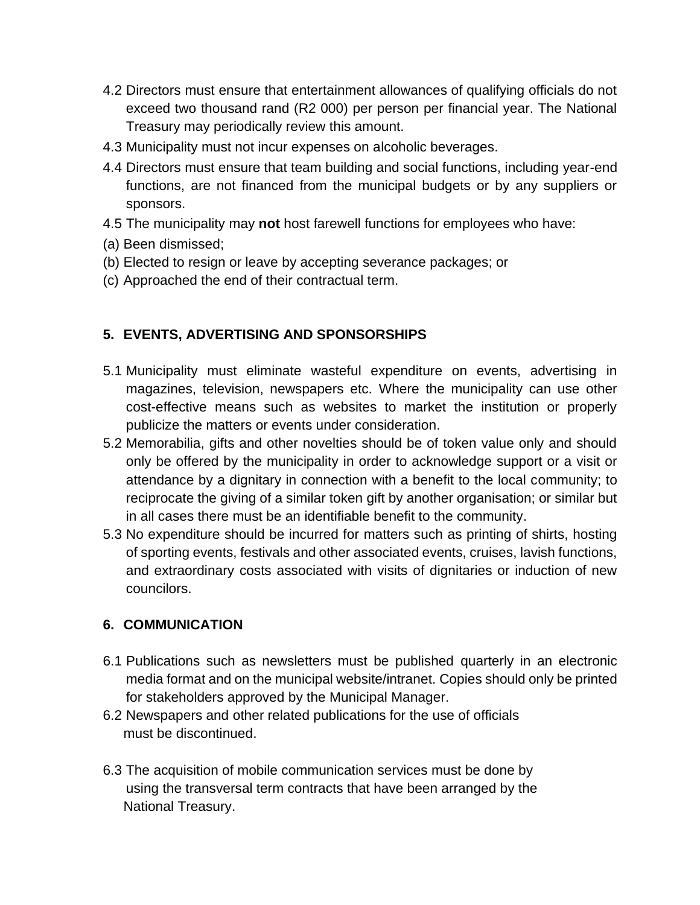4.2 Directors must ensure that entertainment allowances of qualifying officials do not exceed two thousand rand (R2 000) per person per financial year. The National Treasury may periodically review this amount.

4.3 Municipality must not incur expenses on alcoholic beverages.

4.4 Directors must ensure that team building and social functions, including year-end functions, are not financed from the municipal budgets or by any suppliers or sponsors.

4.5 The municipality may **not** host farewell functions for employees who have:

(a) Been dismissed;

(b) Elected to resign or leave by accepting severance packages; or

(c) Approached the end of their contractual term.

## 5. EVENTS, ADVERTISING AND SPONSORSHIPS

5.1 Municipality must eliminate wasteful expenditure on events, advertising in magazines, television, newspapers etc. Where the municipality can use other cost-effective means such as websites to market the institution or properly publicize the matters or events under consideration.

5.2 Memorabilia, gifts and other novelties should be of token value only and should only be offered by the municipality in order to acknowledge support or a visit or attendance by a dignitary in connection with a benefit to the local community; to reciprocate the giving of a similar token gift by another organisation; or similar but in all cases there must be an identifiable benefit to the community.

5.3 No expenditure should be incurred for matters such as printing of shirts, hosting of sporting events, festivals and other associated events, cruises, lavish functions, and extraordinary costs associated with visits of dignitaries or induction of new councilors.

## 6. COMMUNICATION

6.1 Publications such as newsletters must be published quarterly in an electronic media format and on the municipal website/intranet. Copies should only be printed for stakeholders approved by the Municipal Manager.

6.2 Newspapers and other related publications for the use of officials must be discontinued.

6.3 The acquisition of mobile communication services must be done by using the transversal term contracts that have been arranged by the National Treasury.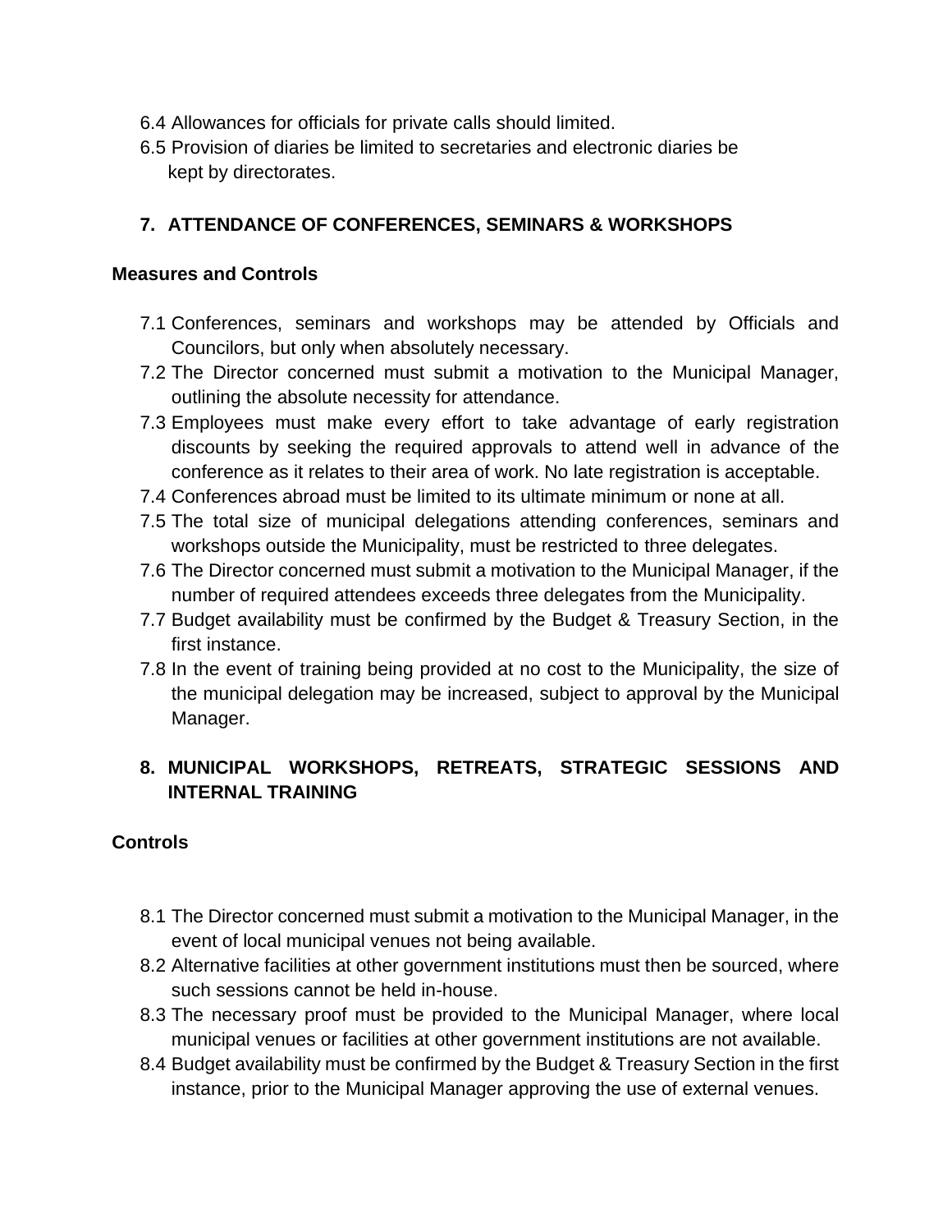6.4 Allowances for officials for private calls should limited.

6.5 Provision of diaries be limited to secretaries and electronic diaries be kept by directorates.

## 7. ATTENDANCE OF CONFERENCES, SEMINARS & WORKSHOPS

**Measures and Controls**

7.1 Conferences, seminars and workshops may be attended by Officials and Councilors, but only when absolutely necessary.

7.2 The Director concerned must submit a motivation to the Municipal Manager, outlining the absolute necessity for attendance.

7.3 Employees must make every effort to take advantage of early registration discounts by seeking the required approvals to attend well in advance of the conference as it relates to their area of work. No late registration is acceptable.

7.4 Conferences abroad must be limited to its ultimate minimum or none at all.

7.5 The total size of municipal delegations attending conferences, seminars and workshops outside the Municipality, must be restricted to three delegates.

7.6 The Director concerned must submit a motivation to the Municipal Manager, if the number of required attendees exceeds three delegates from the Municipality.

7.7 Budget availability must be confirmed by the Budget & Treasury Section, in the first instance.

7.8 In the event of training being provided at no cost to the Municipality, the size of the municipal delegation may be increased, subject to approval by the Municipal Manager.

## 8. MUNICIPAL WORKSHOPS, RETREATS, STRATEGIC SESSIONS AND INTERNAL TRAINING

**Controls**

8.1 The Director concerned must submit a motivation to the Municipal Manager, in the event of local municipal venues not being available.

8.2 Alternative facilities at other government institutions must then be sourced, where such sessions cannot be held in-house.

8.3 The necessary proof must be provided to the Municipal Manager, where local municipal venues or facilities at other government institutions are not available.

8.4 Budget availability must be confirmed by the Budget & Treasury Section in the first instance, prior to the Municipal Manager approving the use of external venues.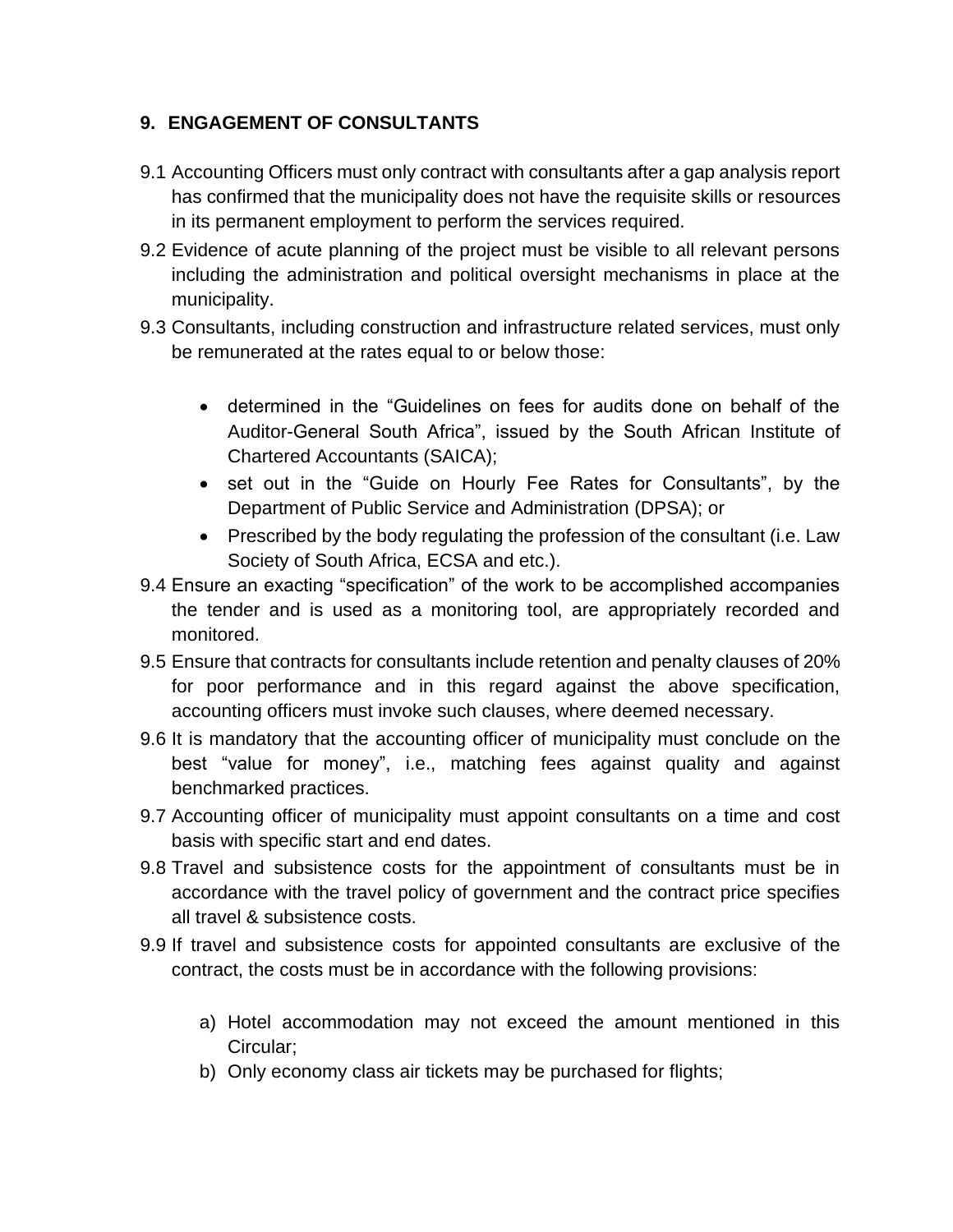## 9. ENGAGEMENT OF CONSULTANTS

9.1 Accounting Officers must only contract with consultants after a gap analysis report has confirmed that the municipality does not have the requisite skills or resources in its permanent employment to perform the services required.

9.2 Evidence of acute planning of the project must be visible to all relevant persons including the administration and political oversight mechanisms in place at the municipality.

9.3 Consultants, including construction and infrastructure related services, must only be remunerated at the rates equal to or below those:

- determined in the "Guidelines on fees for audits done on behalf of the Auditor-General South Africa", issued by the South African Institute of Chartered Accountants (SAICA);
- set out in the "Guide on Hourly Fee Rates for Consultants", by the Department of Public Service and Administration (DPSA); or
- Prescribed by the body regulating the profession of the consultant (i.e. Law Society of South Africa, ECSA and etc.).

9.4 Ensure an exacting "specification" of the work to be accomplished accompanies the tender and is used as a monitoring tool, are appropriately recorded and monitored.

9.5 Ensure that contracts for consultants include retention and penalty clauses of 20% for poor performance and in this regard against the above specification, accounting officers must invoke such clauses, where deemed necessary.

9.6 It is mandatory that the accounting officer of municipality must conclude on the best "value for money", i.e., matching fees against quality and against benchmarked practices.

9.7 Accounting officer of municipality must appoint consultants on a time and cost basis with specific start and end dates.

9.8 Travel and subsistence costs for the appointment of consultants must be in accordance with the travel policy of government and the contract price specifies all travel & subsistence costs.

9.9 If travel and subsistence costs for appointed consultants are exclusive of the contract, the costs must be in accordance with the following provisions:

a) Hotel accommodation may not exceed the amount mentioned in this Circular;
b) Only economy class air tickets may be purchased for flights;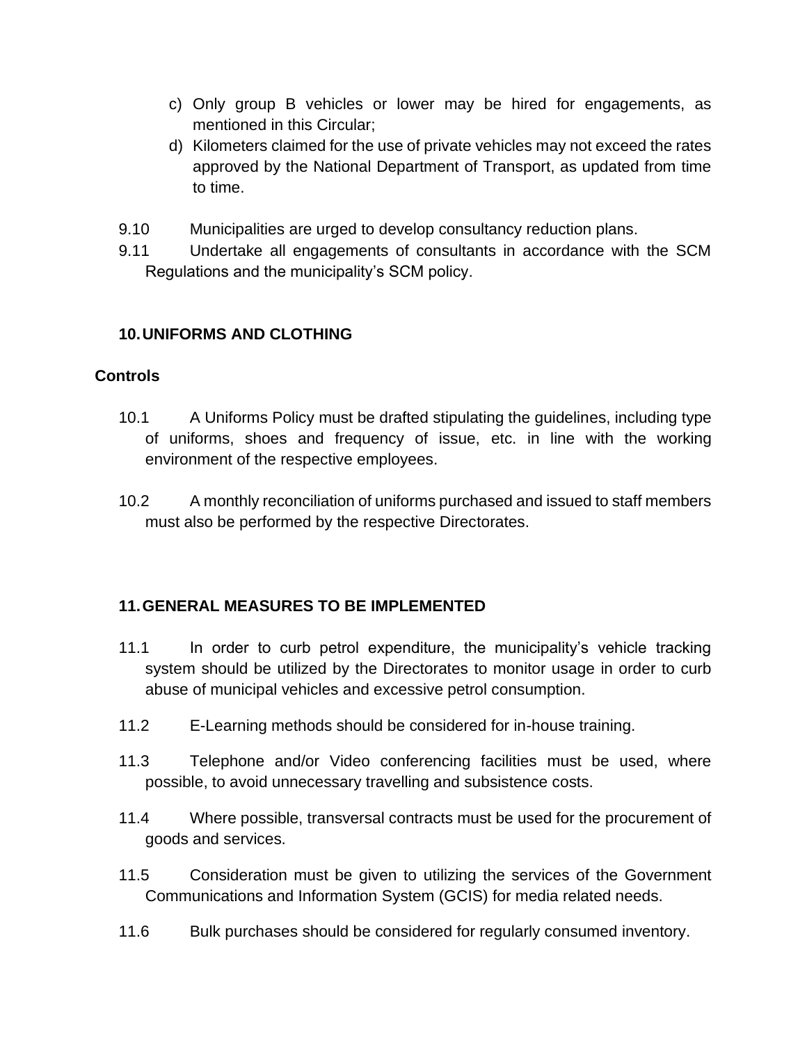c) Only group B vehicles or lower may be hired for engagements, as mentioned in this Circular;
d) Kilometers claimed for the use of private vehicles may not exceed the rates approved by the National Department of Transport, as updated from time to time.

9.10 Municipalities are urged to develop consultancy reduction plans.

9.11 Undertake all engagements of consultants in accordance with the SCM Regulations and the municipality's SCM policy.

## 10. UNIFORMS AND CLOTHING

**Controls**

10.1 A Uniforms Policy must be drafted stipulating the guidelines, including type of uniforms, shoes and frequency of issue, etc. in line with the working environment of the respective employees.

10.2 A monthly reconciliation of uniforms purchased and issued to staff members must also be performed by the respective Directorates.

## 11. GENERAL MEASURES TO BE IMPLEMENTED

11.1 In order to curb petrol expenditure, the municipality's vehicle tracking system should be utilized by the Directorates to monitor usage in order to curb abuse of municipal vehicles and excessive petrol consumption.

11.2 E-Learning methods should be considered for in-house training.

11.3 Telephone and/or Video conferencing facilities must be used, where possible, to avoid unnecessary travelling and subsistence costs.

11.4 Where possible, transversal contracts must be used for the procurement of goods and services.

11.5 Consideration must be given to utilizing the services of the Government Communications and Information System (GCIS) for media related needs.

11.6 Bulk purchases should be considered for regularly consumed inventory.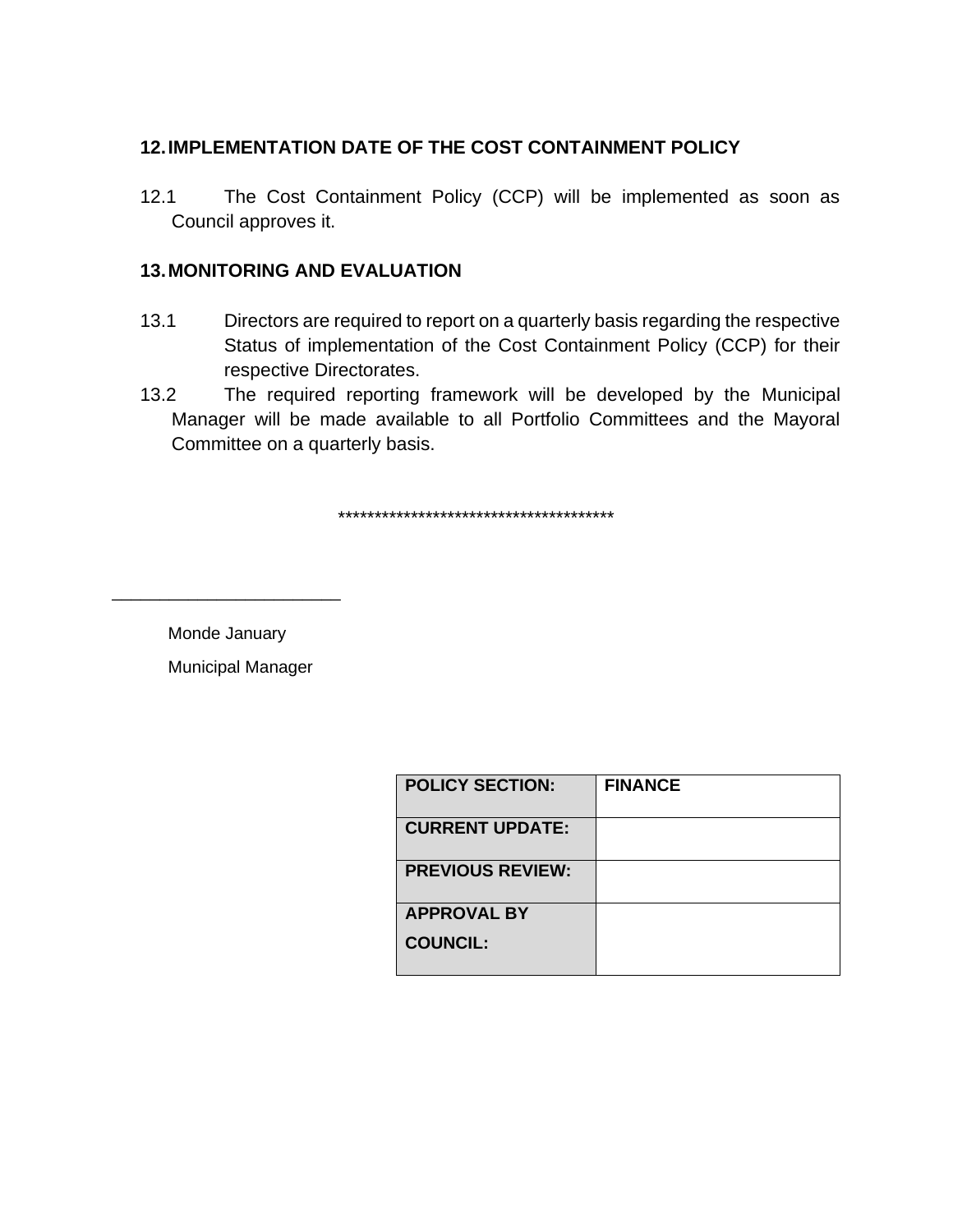## 12. IMPLEMENTATION DATE OF THE COST CONTAINMENT POLICY

12.1 The Cost Containment Policy (CCP) will be implemented as soon as Council approves it.

## 13. MONITORING AND EVALUATION

13.1 Directors are required to report on a quarterly basis regarding the respective Status of implementation of the Cost Containment Policy (CCP) for their respective Directorates.

13.2 The required reporting framework will be developed by the Municipal Manager will be made available to all Portfolio Committees and the Mayoral Committee on a quarterly basis.

***************************************

_______________________

Monde January

Municipal Manager

| | |
|---|---|
| **POLICY SECTION:** | **FINANCE** |
| **CURRENT UPDATE:** | |
| **PREVIOUS REVIEW:** | |
| **APPROVAL BY COUNCIL:** | |